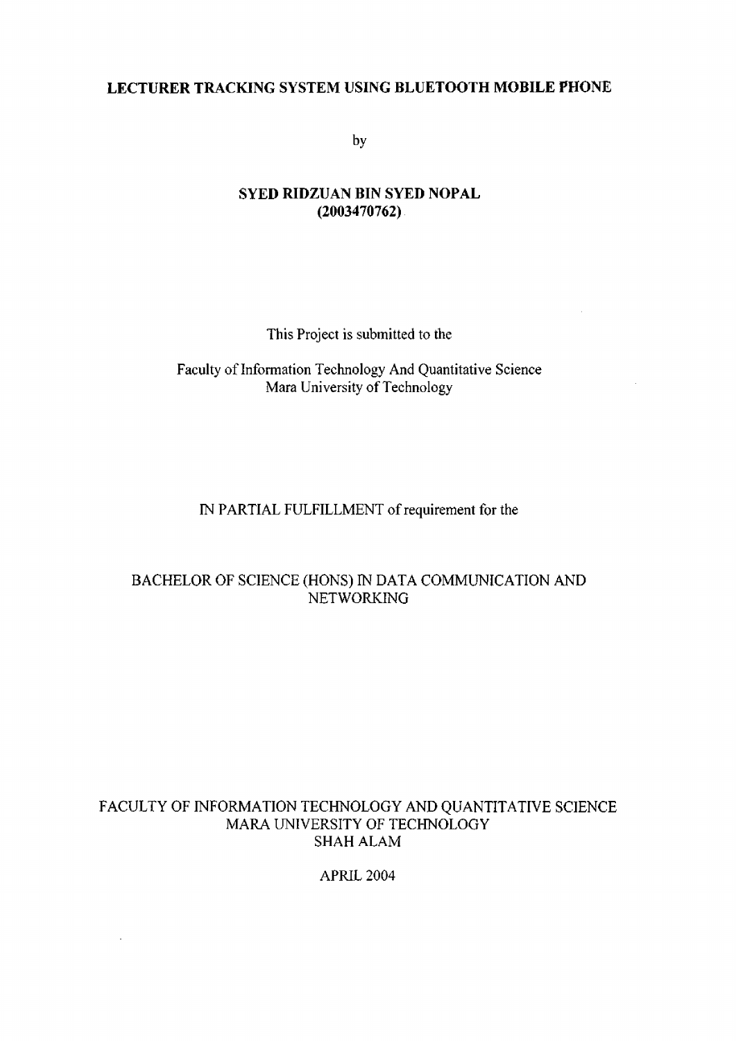# LECTURER TRACKING SYSTEM USING BLUETOOTH MOBILE PHONE

by

**SYED RIDZUAN BIN SYED NOPAL**
**(2003470762)**

This Project is submitted to the

Faculty of Information Technology And Quantitative Science
Mara University of Technology

IN PARTIAL FULFILLMENT of requirement for the

BACHELOR OF SCIENCE (HONS) IN DATA COMMUNICATION AND NETWORKING

FACULTY OF INFORMATION TECHNOLOGY AND QUANTITATIVE SCIENCE
MARA UNIVERSITY OF TECHNOLOGY
SHAH ALAM

APRIL 2004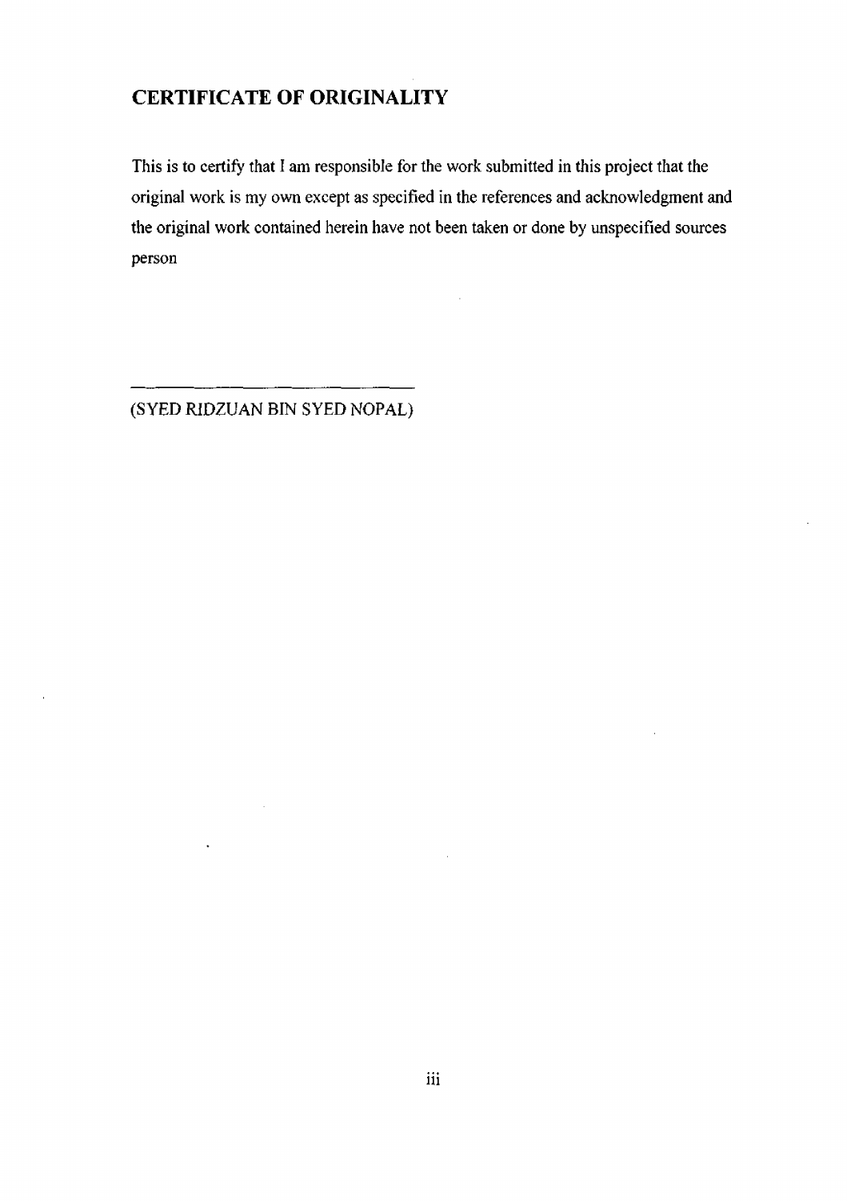## CERTIFICATE OF ORIGINALITY

This is to certify that I am responsible for the work submitted in this project that the original work is my own except as specified in the references and acknowledgment and the original work contained herein have not been taken or done by unspecified sources person

______________________________

(SYED RIDZUAN BIN SYED NOPAL)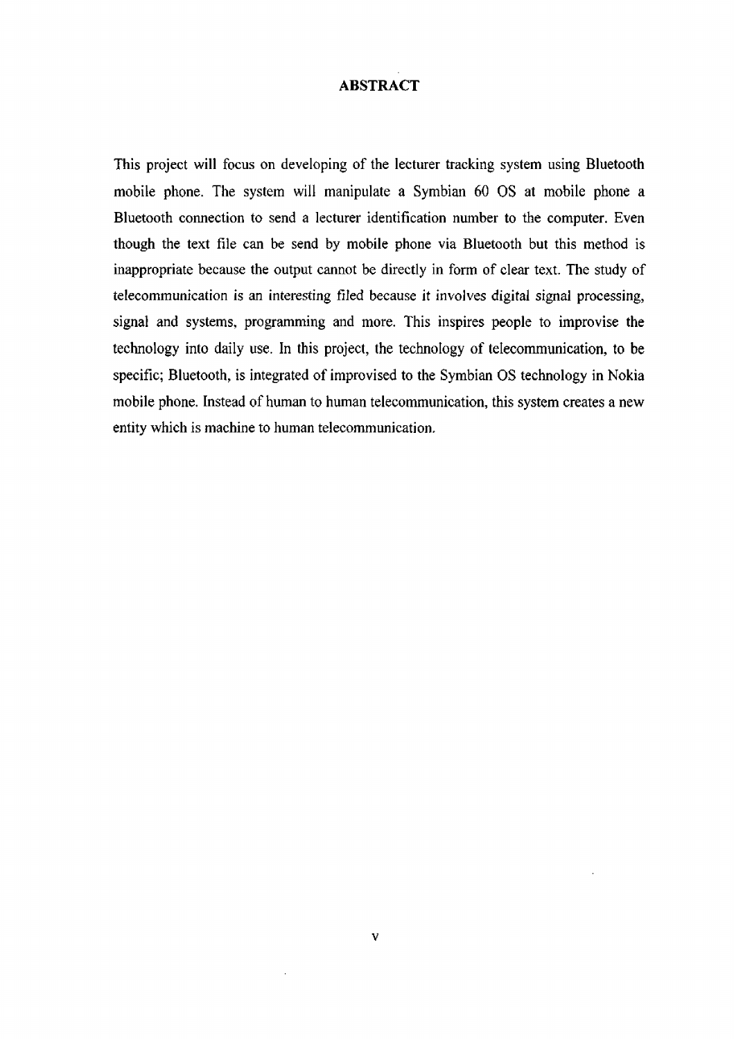# ABSTRACT

This project will focus on developing of the lecturer tracking system using Bluetooth mobile phone. The system will manipulate a Symbian 60 OS at mobile phone a Bluetooth connection to send a lecturer identification number to the computer. Even though the text file can be send by mobile phone via Bluetooth but this method is inappropriate because the output cannot be directly in form of clear text. The study of telecommunication is an interesting filed because it involves digital signal processing, signal and systems, programming and more. This inspires people to improvise the technology into daily use. In this project, the technology of telecommunication, to be specific; Bluetooth, is integrated of improvised to the Symbian OS technology in Nokia mobile phone. Instead of human to human telecommunication, this system creates a new entity which is machine to human telecommunication.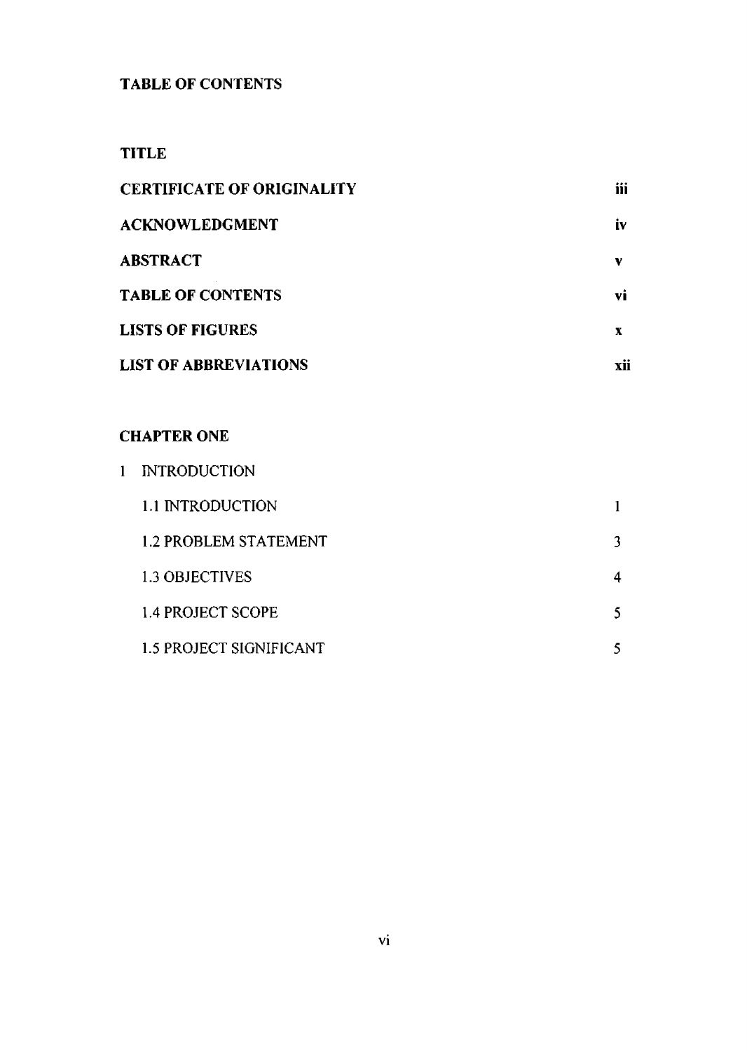**TABLE OF CONTENTS**

| | |
|---|---|
| **TITLE** | |
| **CERTIFICATE OF ORIGINALITY** | **iii** |
| **ACKNOWLEDGMENT** | **iv** |
| **ABSTRACT** | **v** |
| **TABLE OF CONTENTS** | **vi** |
| **LISTS OF FIGURES** | **x** |
| **LIST OF ABBREVIATIONS** | **xii** |

**CHAPTER ONE**

| | |
|---|---|
| 1 INTRODUCTION | |
| 1.1 INTRODUCTION | 1 |
| 1.2 PROBLEM STATEMENT | 3 |
| 1.3 OBJECTIVES | 4 |
| 1.4 PROJECT SCOPE | 5 |
| 1.5 PROJECT SIGNIFICANT | 5 |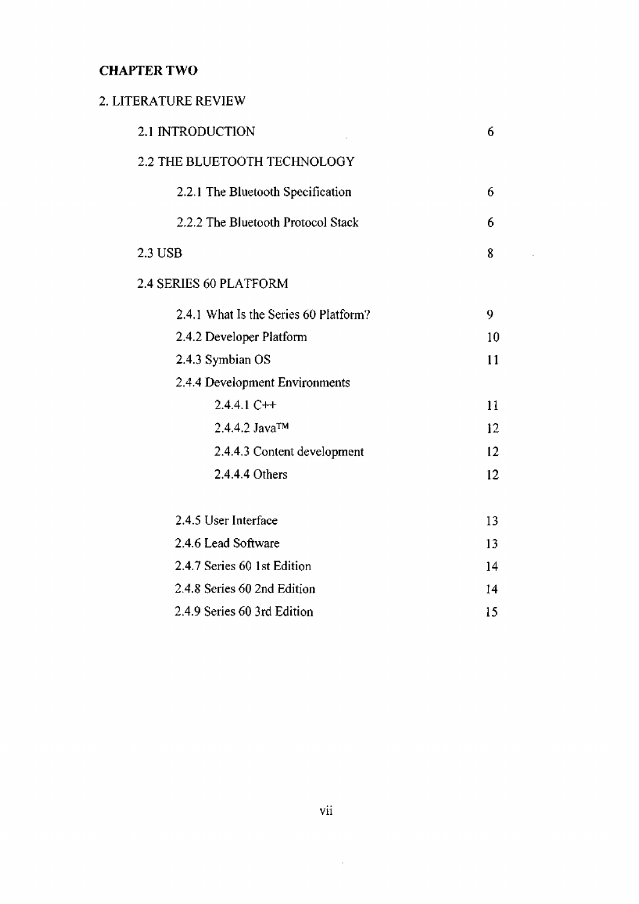**CHAPTER TWO**

2. LITERATURE REVIEW

| | |
|---|---|
| 2.1 INTRODUCTION | 6 |
| 2.2 THE BLUETOOTH TECHNOLOGY | |
| 2.2.1 The Bluetooth Specification | 6 |
| 2.2.2 The Bluetooth Protocol Stack | 6 |
| 2.3 USB | 8 |
| 2.4 SERIES 60 PLATFORM | |
| 2.4.1 What Is the Series 60 Platform? | 9 |
| 2.4.2 Developer Platform | 10 |
| 2.4.3 Symbian OS | 11 |
| 2.4.4 Development Environments | |
| 2.4.4.1 C++ | 11 |
| 2.4.4.2 Java™ | 12 |
| 2.4.4.3 Content development | 12 |
| 2.4.4.4 Others | 12 |
| 2.4.5 User Interface | 13 |
| 2.4.6 Lead Software | 13 |
| 2.4.7 Series 60 1st Edition | 14 |
| 2.4.8 Series 60 2nd Edition | 14 |
| 2.4.9 Series 60 3rd Edition | 15 |